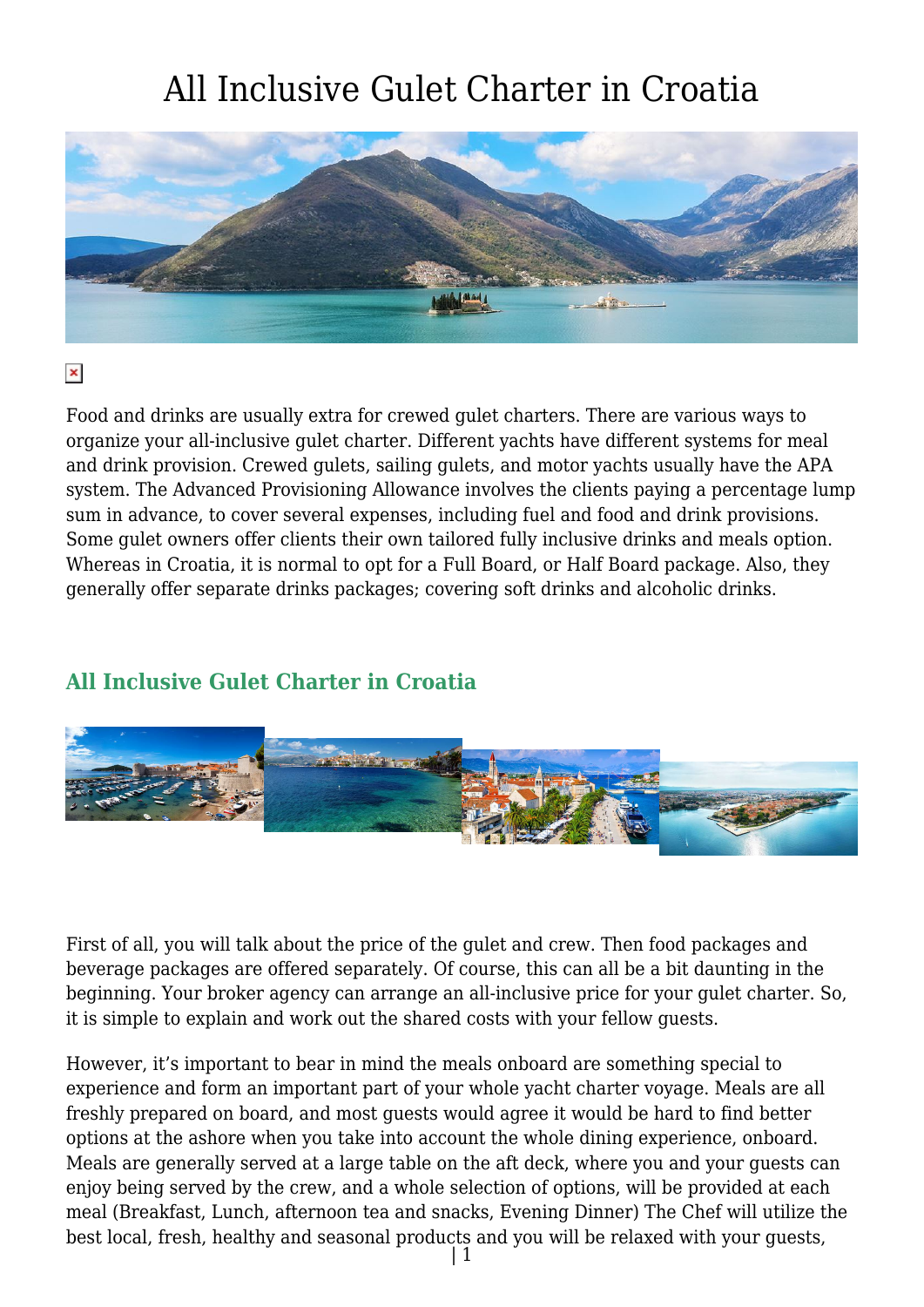# All Inclusive Gulet Charter in Croatia

Food and drinks are usually extra for crewed gulet charters. There are various ways to organize your all-inclusive gulet charter. Different yachts have different systems for meal and drink provision. Crewed gulets, sailing gulets, and motor yachts usually have the APA system. The Advanced Provisioning Allowance involves the clients paying a percentage lump sum in advance, to cover several expenses, including fuel and food and drink provisions. Some gulet owners offer clients their own tailored fully inclusive drinks and meals option. Whereas in Croatia, it is normal to opt for a Full Board, or Half Board package. Also, they generally offer separate drinks packages; covering soft drinks and alcoholic drinks.

## All Inclusive Gulet Charter in Croatia

First of all, you will talk about the price of the gulet and crew. Then food packages and beverage packages are offered separately. Of course, this can all be a bit daunting in the beginning. Your broker agency can arrange an all-inclusive price for your gulet charter. So, it is simple to explain and work out the shared costs with your fellow guests.

However, it's important to bear in mind the meals onboard are something special to experience and form an important part of your whole yacht charter voyage. Meals are all freshly prepared on board, and most guests would agree it would be hard to find better options at the ashore when you take into account the whole dining experience, onboard. Meals are generally served at a large table on the aft deck, where you and your guests can enjoy being served by the crew, and a whole selection of options, will be provided at each meal (Breakfast, Lunch, afternoon tea and snacks, Evening Dinner) The Chef will utilize the best local, fresh, healthy and seasonal products and you will be relaxed with your guests,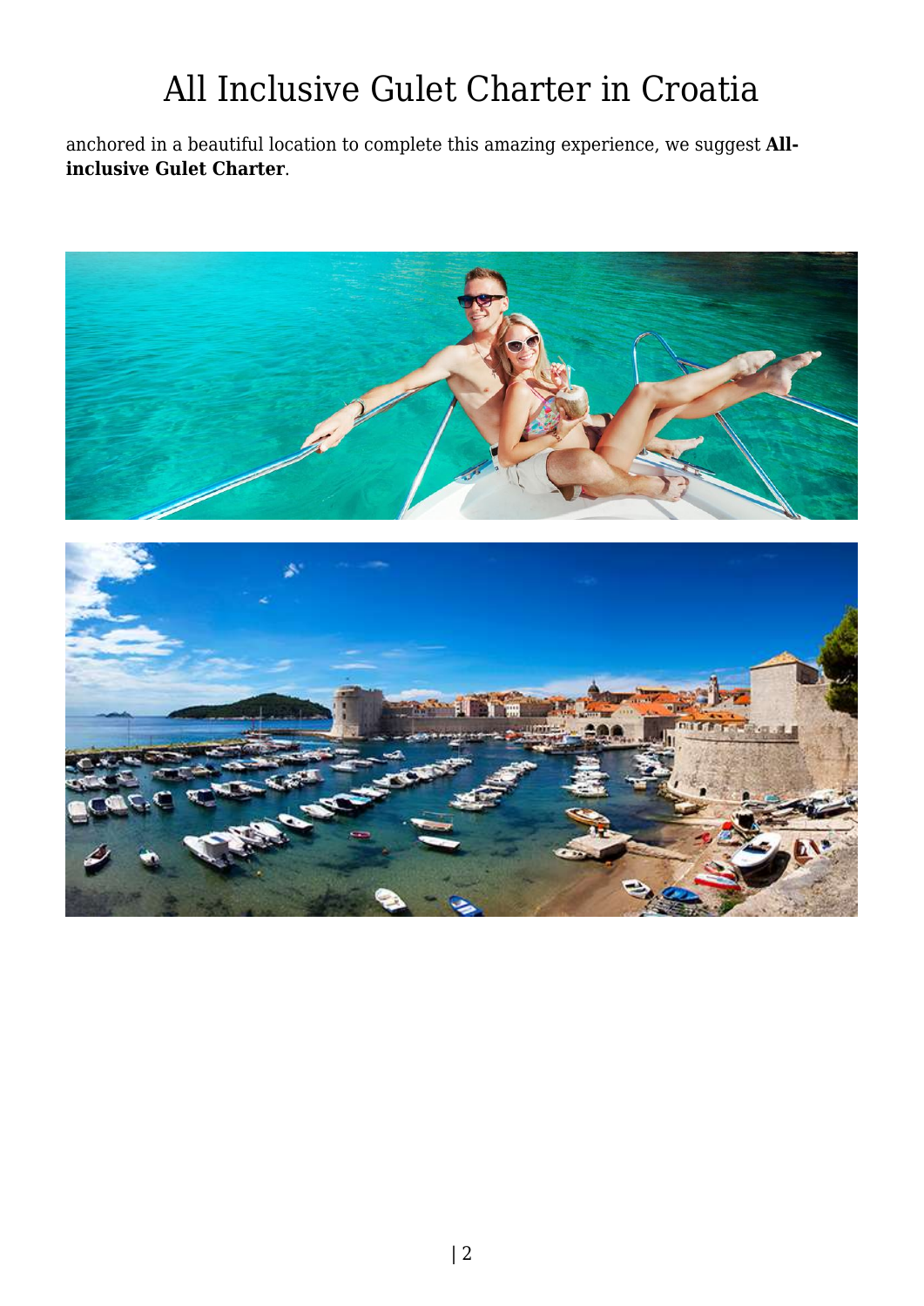anchored in a beautiful location to complete this amazing experience, we suggest **All-inclusive Gulet Charter**.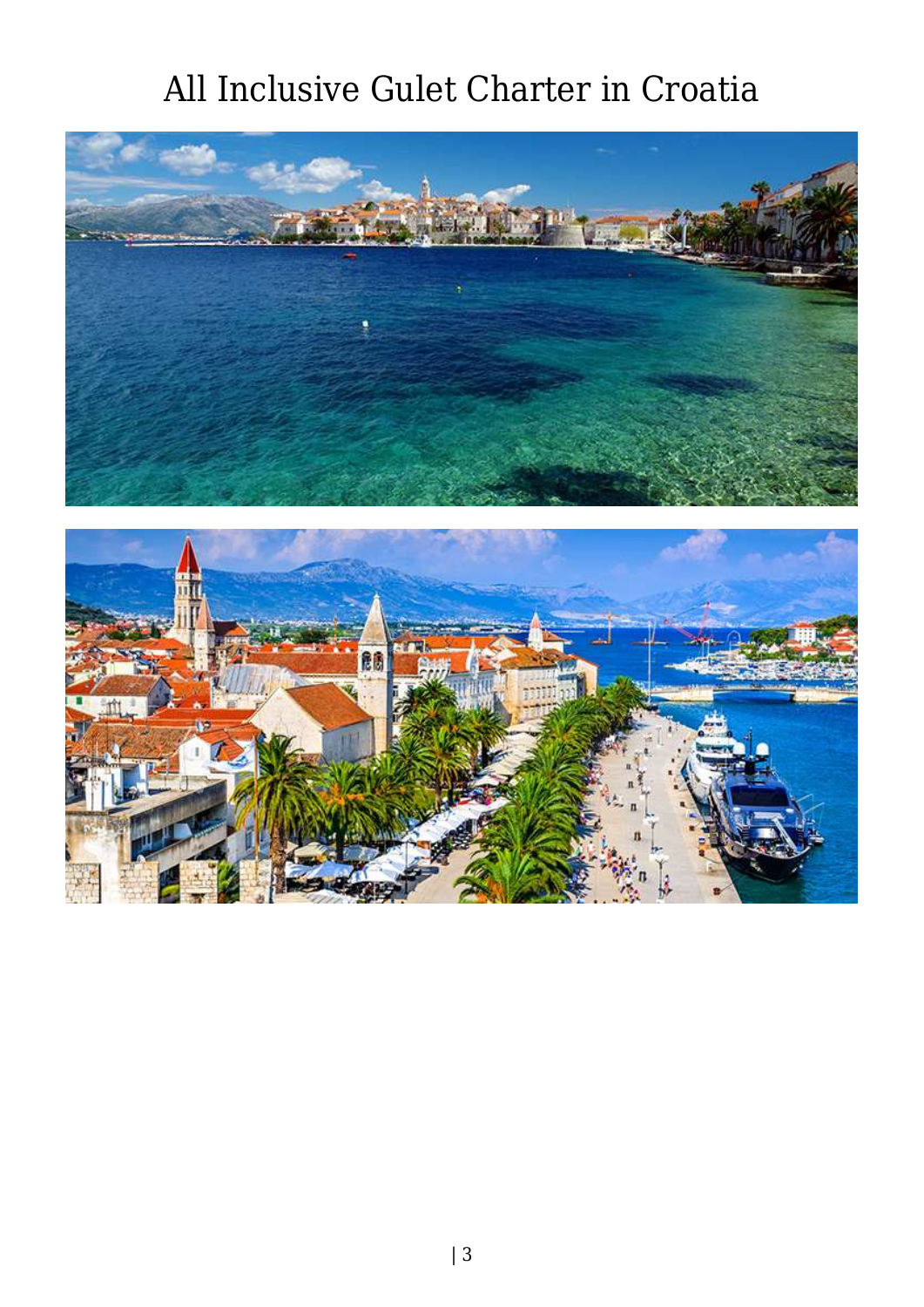# All Inclusive Gulet Charter in Croatia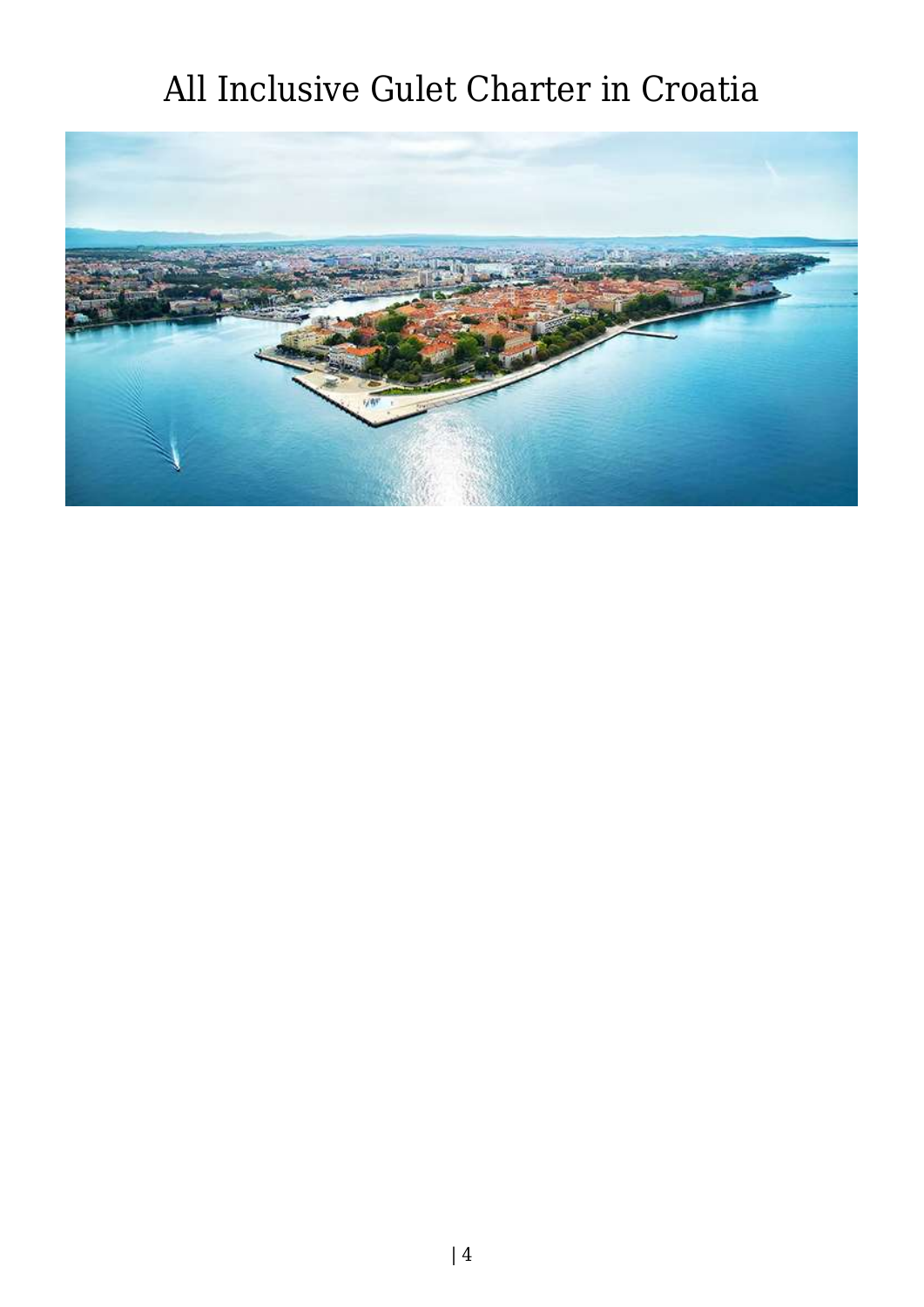# All Inclusive Gulet Charter in Croatia